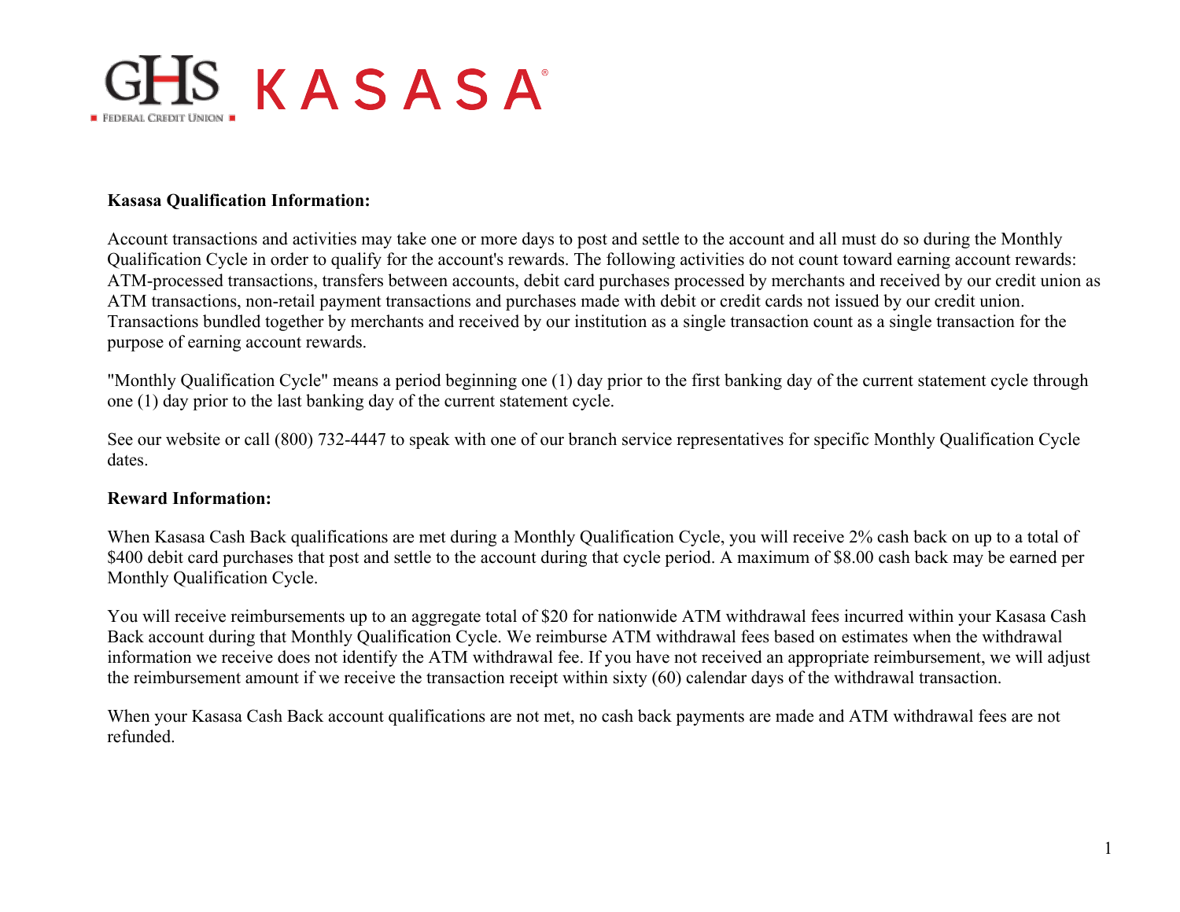**Kasasa Qualification Information:**

Account transactions and activities may take one or more days to post and settle to the account and all must do so during the Monthly Qualification Cycle in order to qualify for the account's rewards. The following activities do not count toward earning account rewards: ATM-processed transactions, transfers between accounts, debit card purchases processed by merchants and received by our credit union as ATM transactions, non-retail payment transactions and purchases made with debit or credit cards not issued by our credit union. Transactions bundled together by merchants and received by our institution as a single transaction count as a single transaction for the purpose of earning account rewards.

"Monthly Qualification Cycle" means a period beginning one (1) day prior to the first banking day of the current statement cycle through one (1) day prior to the last banking day of the current statement cycle.

See our website or call (800) 732-4447 to speak with one of our branch service representatives for specific Monthly Qualification Cycle dates.

**Reward Information:**

When Kasasa Cash Back qualifications are met during a Monthly Qualification Cycle, you will receive 2% cash back on up to a total of $400 debit card purchases that post and settle to the account during that cycle period. A maximum of $8.00 cash back may be earned per Monthly Qualification Cycle.

You will receive reimbursements up to an aggregate total of $20 for nationwide ATM withdrawal fees incurred within your Kasasa Cash Back account during that Monthly Qualification Cycle. We reimburse ATM withdrawal fees based on estimates when the withdrawal information we receive does not identify the ATM withdrawal fee. If you have not received an appropriate reimbursement, we will adjust the reimbursement amount if we receive the transaction receipt within sixty (60) calendar days of the withdrawal transaction.

When your Kasasa Cash Back account qualifications are not met, no cash back payments are made and ATM withdrawal fees are not refunded.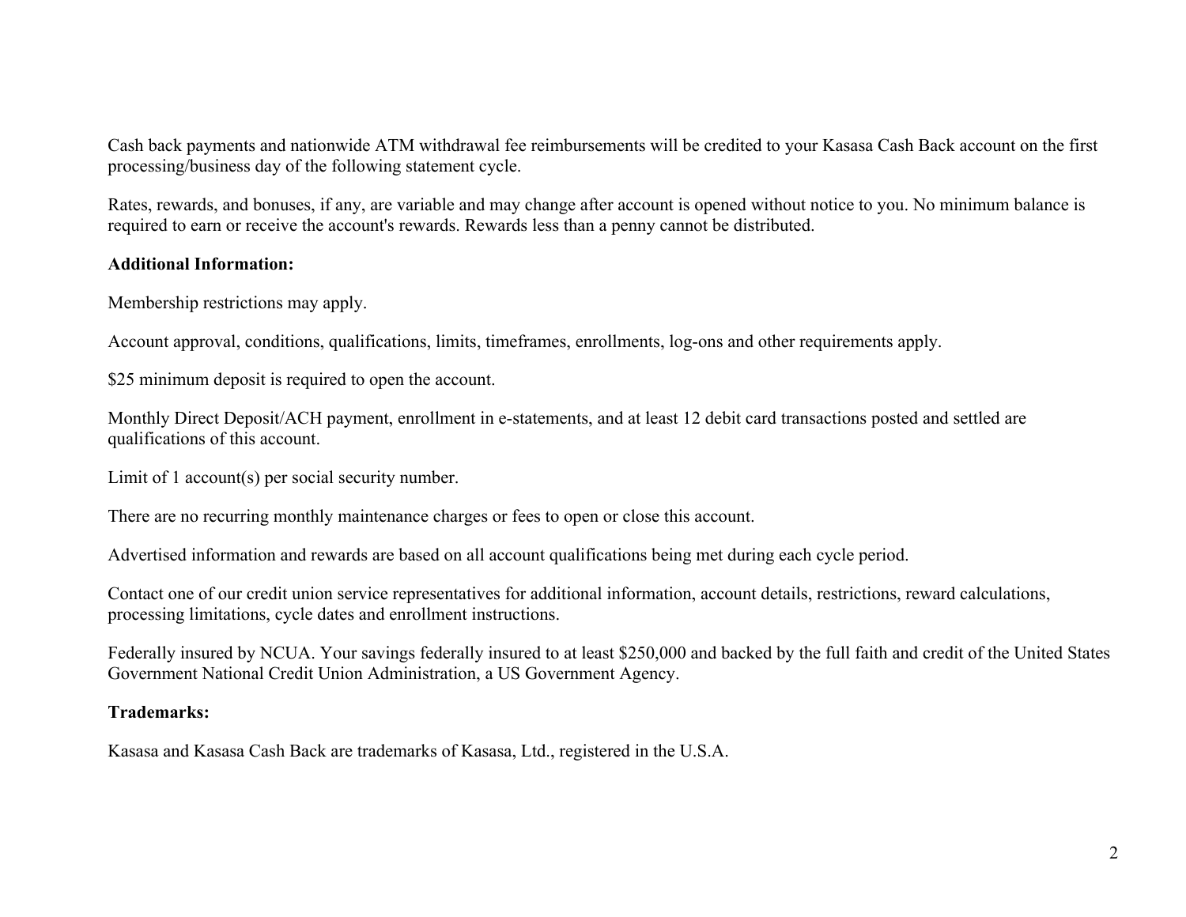Cash back payments and nationwide ATM withdrawal fee reimbursements will be credited to your Kasasa Cash Back account on the first processing/business day of the following statement cycle.

Rates, rewards, and bonuses, if any, are variable and may change after account is opened without notice to you. No minimum balance is required to earn or receive the account's rewards. Rewards less than a penny cannot be distributed.

**Additional Information:**

Membership restrictions may apply.

Account approval, conditions, qualifications, limits, timeframes, enrollments, log-ons and other requirements apply.

$25 minimum deposit is required to open the account.

Monthly Direct Deposit/ACH payment, enrollment in e-statements, and at least 12 debit card transactions posted and settled are qualifications of this account.

Limit of 1 account(s) per social security number.

There are no recurring monthly maintenance charges or fees to open or close this account.

Advertised information and rewards are based on all account qualifications being met during each cycle period.

Contact one of our credit union service representatives for additional information, account details, restrictions, reward calculations, processing limitations, cycle dates and enrollment instructions.

Federally insured by NCUA. Your savings federally insured to at least $250,000 and backed by the full faith and credit of the United States Government National Credit Union Administration, a US Government Agency.

**Trademarks:**

Kasasa and Kasasa Cash Back are trademarks of Kasasa, Ltd., registered in the U.S.A.